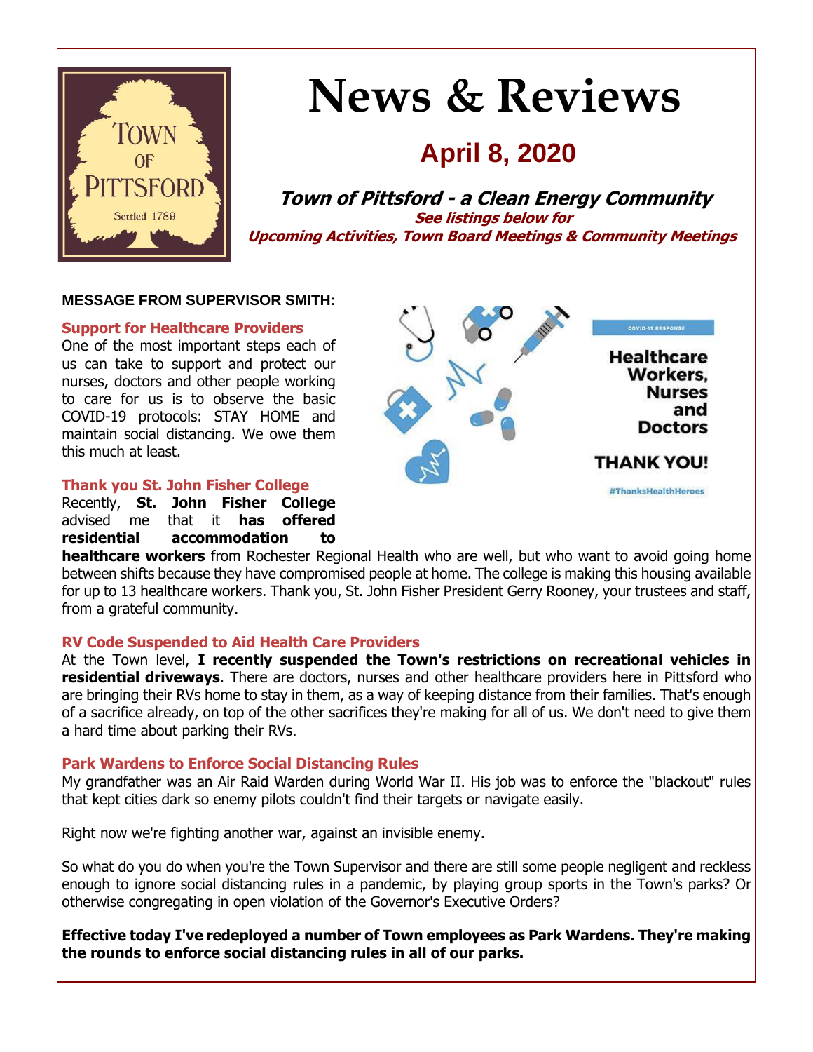# News & Reviews

## April 8, 2020

**Town of Pittsford - a Clean Energy Community**

**See listings below for Upcoming Activities, Town Board Meetings & Community Meetings**

**MESSAGE FROM SUPERVISOR SMITH:**

### Support for Healthcare Providers

One of the most important steps each of us can take to support and protect our nurses, doctors and other people working to care for us is to observe the basic COVID-19 protocols: STAY HOME and maintain social distancing. We owe them this much at least.

### Thank you St. John Fisher College

Recently, **St. John Fisher College** advised me that it **has offered residential accommodation to healthcare workers** from Rochester Regional Health who are well, but who want to avoid going home between shifts because they have compromised people at home. The college is making this housing available for up to 13 healthcare workers. Thank you, St. John Fisher President Gerry Rooney, your trustees and staff, from a grateful community.

### RV Code Suspended to Aid Health Care Providers

At the Town level, **I recently suspended the Town's restrictions on recreational vehicles in residential driveways**. There are doctors, nurses and other healthcare providers here in Pittsford who are bringing their RVs home to stay in them, as a way of keeping distance from their families. That's enough of a sacrifice already, on top of the other sacrifices they're making for all of us. We don't need to give them a hard time about parking their RVs.

### Park Wardens to Enforce Social Distancing Rules

My grandfather was an Air Raid Warden during World War II. His job was to enforce the "blackout" rules that kept cities dark so enemy pilots couldn't find their targets or navigate easily.

Right now we're fighting another war, against an invisible enemy.

So what do you do when you're the Town Supervisor and there are still some people negligent and reckless enough to ignore social distancing rules in a pandemic, by playing group sports in the Town's parks? Or otherwise congregating in open violation of the Governor's Executive Orders?

**Effective today I've redeployed a number of Town employees as Park Wardens. They're making the rounds to enforce social distancing rules in all of our parks.**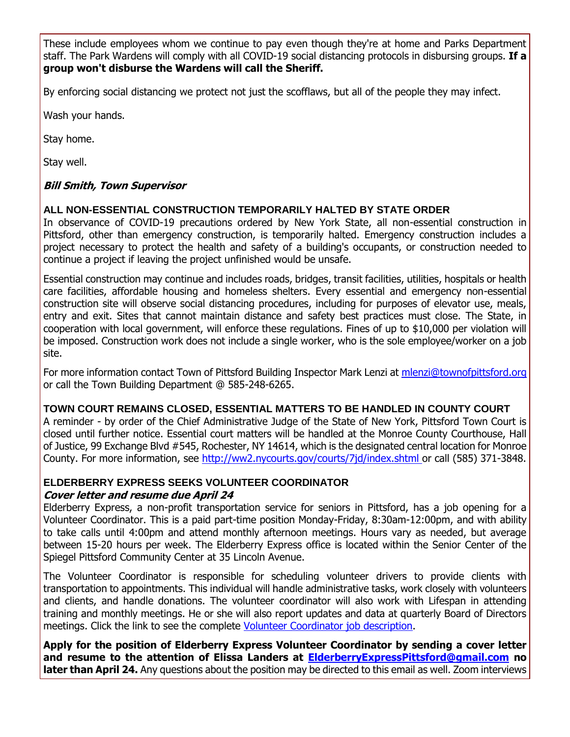These include employees whom we continue to pay even though they're at home and Parks Department staff. The Park Wardens will comply with all COVID-19 social distancing protocols in disbursing groups. **If a group won't disburse the Wardens will call the Sheriff.**

By enforcing social distancing we protect not just the scofflaws, but all of the people they may infect.

Wash your hands.

Stay home.

Stay well.

***Bill Smith, Town Supervisor***

### ALL NON-ESSENTIAL CONSTRUCTION TEMPORARILY HALTED BY STATE ORDER

In observance of COVID-19 precautions ordered by New York State, all non-essential construction in Pittsford, other than emergency construction, is temporarily halted. Emergency construction includes a project necessary to protect the health and safety of a building's occupants, or construction needed to continue a project if leaving the project unfinished would be unsafe.

Essential construction may continue and includes roads, bridges, transit facilities, utilities, hospitals or health care facilities, affordable housing and homeless shelters. Every essential and emergency non-essential construction site will observe social distancing procedures, including for purposes of elevator use, meals, entry and exit. Sites that cannot maintain distance and safety best practices must close. The State, in cooperation with local government, will enforce these regulations. Fines of up to $10,000 per violation will be imposed. Construction work does not include a single worker, who is the sole employee/worker on a job site.

For more information contact Town of Pittsford Building Inspector Mark Lenzi at mlenzi@townofpittsford.org or call the Town Building Department @ 585-248-6265.

### TOWN COURT REMAINS CLOSED, ESSENTIAL MATTERS TO BE HANDLED IN COUNTY COURT

A reminder - by order of the Chief Administrative Judge of the State of New York, Pittsford Town Court is closed until further notice. Essential court matters will be handled at the Monroe County Courthouse, Hall of Justice, 99 Exchange Blvd #545, Rochester, NY 14614, which is the designated central location for Monroe County. For more information, see http://ww2.nycourts.gov/courts/7jd/index.shtml or call (585) 371-3848.

### ELDERBERRY EXPRESS SEEKS VOLUNTEER COORDINATOR

***Cover letter and resume due April 24***

Elderberry Express, a non-profit transportation service for seniors in Pittsford, has a job opening for a Volunteer Coordinator. This is a paid part-time position Monday-Friday, 8:30am-12:00pm, and with ability to take calls until 4:00pm and attend monthly afternoon meetings. Hours vary as needed, but average between 15-20 hours per week. The Elderberry Express office is located within the Senior Center of the Spiegel Pittsford Community Center at 35 Lincoln Avenue.

The Volunteer Coordinator is responsible for scheduling volunteer drivers to provide clients with transportation to appointments. This individual will handle administrative tasks, work closely with volunteers and clients, and handle donations. The volunteer coordinator will also work with Lifespan in attending training and monthly meetings. He or she will also report updates and data at quarterly Board of Directors meetings. Click the link to see the complete Volunteer Coordinator job description.

**Apply for the position of Elderberry Express Volunteer Coordinator by sending a cover letter and resume to the attention of Elissa Landers at ElderberryExpressPittsford@gmail.com no later than April 24.** Any questions about the position may be directed to this email as well. Zoom interviews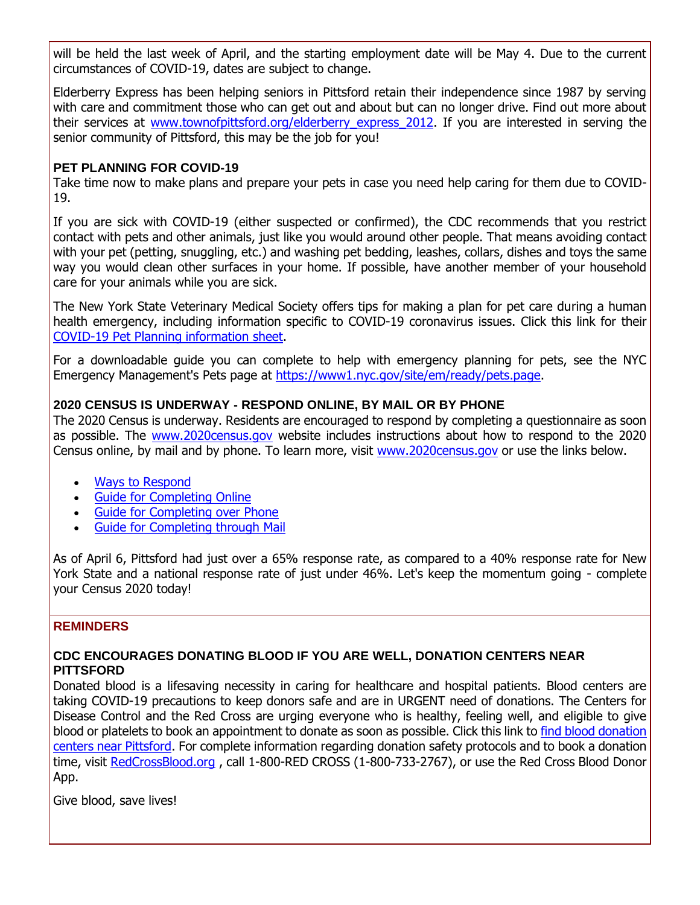will be held the last week of April, and the starting employment date will be May 4. Due to the current circumstances of COVID-19, dates are subject to change.

Elderberry Express has been helping seniors in Pittsford retain their independence since 1987 by serving with care and commitment those who can get out and about but can no longer drive. Find out more about their services at www.townofpittsford.org/elderberry_express_2012. If you are interested in serving the senior community of Pittsford, this may be the job for you!

### PET PLANNING FOR COVID-19

Take time now to make plans and prepare your pets in case you need help caring for them due to COVID-19.

If you are sick with COVID-19 (either suspected or confirmed), the CDC recommends that you restrict contact with pets and other animals, just like you would around other people. That means avoiding contact with your pet (petting, snuggling, etc.) and washing pet bedding, leashes, collars, dishes and toys the same way you would clean other surfaces in your home. If possible, have another member of your household care for your animals while you are sick.

The New York State Veterinary Medical Society offers tips for making a plan for pet care during a human health emergency, including information specific to COVID-19 coronavirus issues. Click this link for their COVID-19 Pet Planning information sheet.

For a downloadable guide you can complete to help with emergency planning for pets, see the NYC Emergency Management's Pets page at https://www1.nyc.gov/site/em/ready/pets.page.

### 2020 CENSUS IS UNDERWAY - RESPOND ONLINE, BY MAIL OR BY PHONE

The 2020 Census is underway. Residents are encouraged to respond by completing a questionnaire as soon as possible. The www.2020census.gov website includes instructions about how to respond to the 2020 Census online, by mail and by phone. To learn more, visit www.2020census.gov or use the links below.

- Ways to Respond
- Guide for Completing Online
- Guide for Completing over Phone
- Guide for Completing through Mail

As of April 6, Pittsford had just over a 65% response rate, as compared to a 40% response rate for New York State and a national response rate of just under 46%. Let's keep the momentum going - complete your Census 2020 today!

## REMINDERS

### CDC ENCOURAGES DONATING BLOOD IF YOU ARE WELL, DONATION CENTERS NEAR PITTSFORD

Donated blood is a lifesaving necessity in caring for healthcare and hospital patients. Blood centers are taking COVID-19 precautions to keep donors safe and are in URGENT need of donations. The Centers for Disease Control and the Red Cross are urging everyone who is healthy, feeling well, and eligible to give blood or platelets to book an appointment to donate as soon as possible. Click this link to find blood donation centers near Pittsford. For complete information regarding donation safety protocols and to book a donation time, visit RedCrossBlood.org , call 1-800-RED CROSS (1-800-733-2767), or use the Red Cross Blood Donor App.

Give blood, save lives!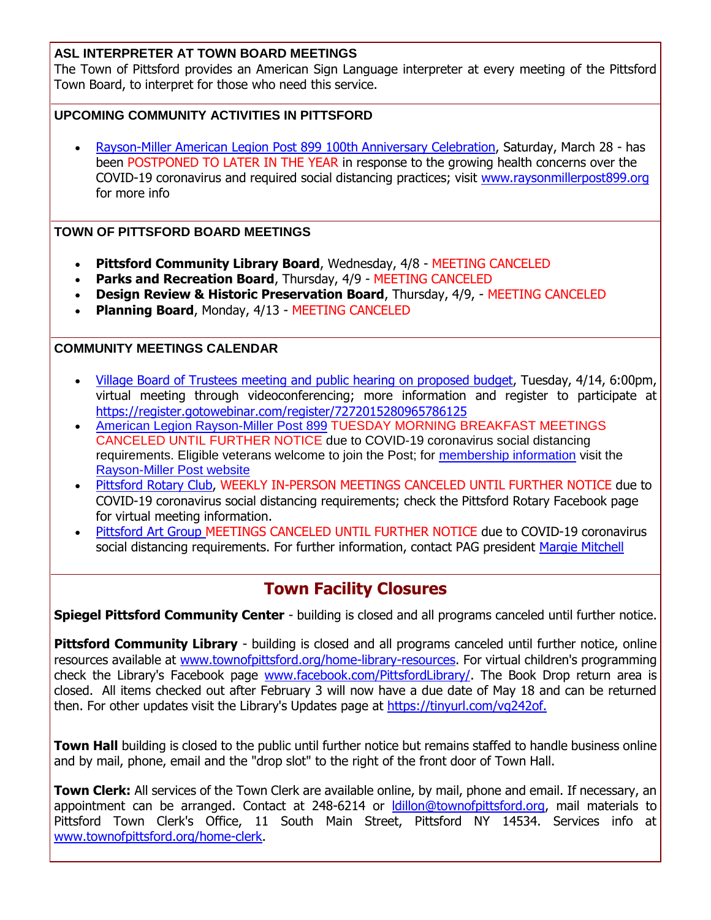### ASL INTERPRETER AT TOWN BOARD MEETINGS

The Town of Pittsford provides an American Sign Language interpreter at every meeting of the Pittsford Town Board, to interpret for those who need this service.

### UPCOMING COMMUNITY ACTIVITIES IN PITTSFORD

- Rayson-Miller American Legion Post 899 100th Anniversary Celebration, Saturday, March 28 - has been POSTPONED TO LATER IN THE YEAR in response to the growing health concerns over the COVID-19 coronavirus and required social distancing practices; visit www.raysonmillerpost899.org for more info

### TOWN OF PITTSFORD BOARD MEETINGS

- **Pittsford Community Library Board**, Wednesday, 4/8 - MEETING CANCELED
- **Parks and Recreation Board**, Thursday, 4/9 - MEETING CANCELED
- **Design Review & Historic Preservation Board**, Thursday, 4/9, - MEETING CANCELED
- **Planning Board**, Monday, 4/13 - MEETING CANCELED

### COMMUNITY MEETINGS CALENDAR

- Village Board of Trustees meeting and public hearing on proposed budget, Tuesday, 4/14, 6:00pm, virtual meeting through videoconferencing; more information and register to participate at https://register.gotowebinar.com/register/7272015280965786125
- American Legion Rayson-Miller Post 899 TUESDAY MORNING BREAKFAST MEETINGS CANCELED UNTIL FURTHER NOTICE due to COVID-19 coronavirus social distancing requirements. Eligible veterans welcome to join the Post; for membership information visit the Rayson-Miller Post website
- Pittsford Rotary Club, WEEKLY IN-PERSON MEETINGS CANCELED UNTIL FURTHER NOTICE due to COVID-19 coronavirus social distancing requirements; check the Pittsford Rotary Facebook page for virtual meeting information.
- Pittsford Art Group MEETINGS CANCELED UNTIL FURTHER NOTICE due to COVID-19 coronavirus social distancing requirements. For further information, contact PAG president Margie Mitchell

## Town Facility Closures

**Spiegel Pittsford Community Center** - building is closed and all programs canceled until further notice.

**Pittsford Community Library** - building is closed and all programs canceled until further notice, online resources available at www.townofpittsford.org/home-library-resources. For virtual children's programming check the Library's Facebook page www.facebook.com/PittsfordLibrary/. The Book Drop return area is closed. All items checked out after February 3 will now have a due date of May 18 and can be returned then. For other updates visit the Library's Updates page at https://tinyurl.com/vg242of.

**Town Hall** building is closed to the public until further notice but remains staffed to handle business online and by mail, phone, email and the "drop slot" to the right of the front door of Town Hall.

**Town Clerk:** All services of the Town Clerk are available online, by mail, phone and email. If necessary, an appointment can be arranged. Contact at 248-6214 or ldillon@townofpittsford.org, mail materials to Pittsford Town Clerk's Office, 11 South Main Street, Pittsford NY 14534. Services info at www.townofpittsford.org/home-clerk.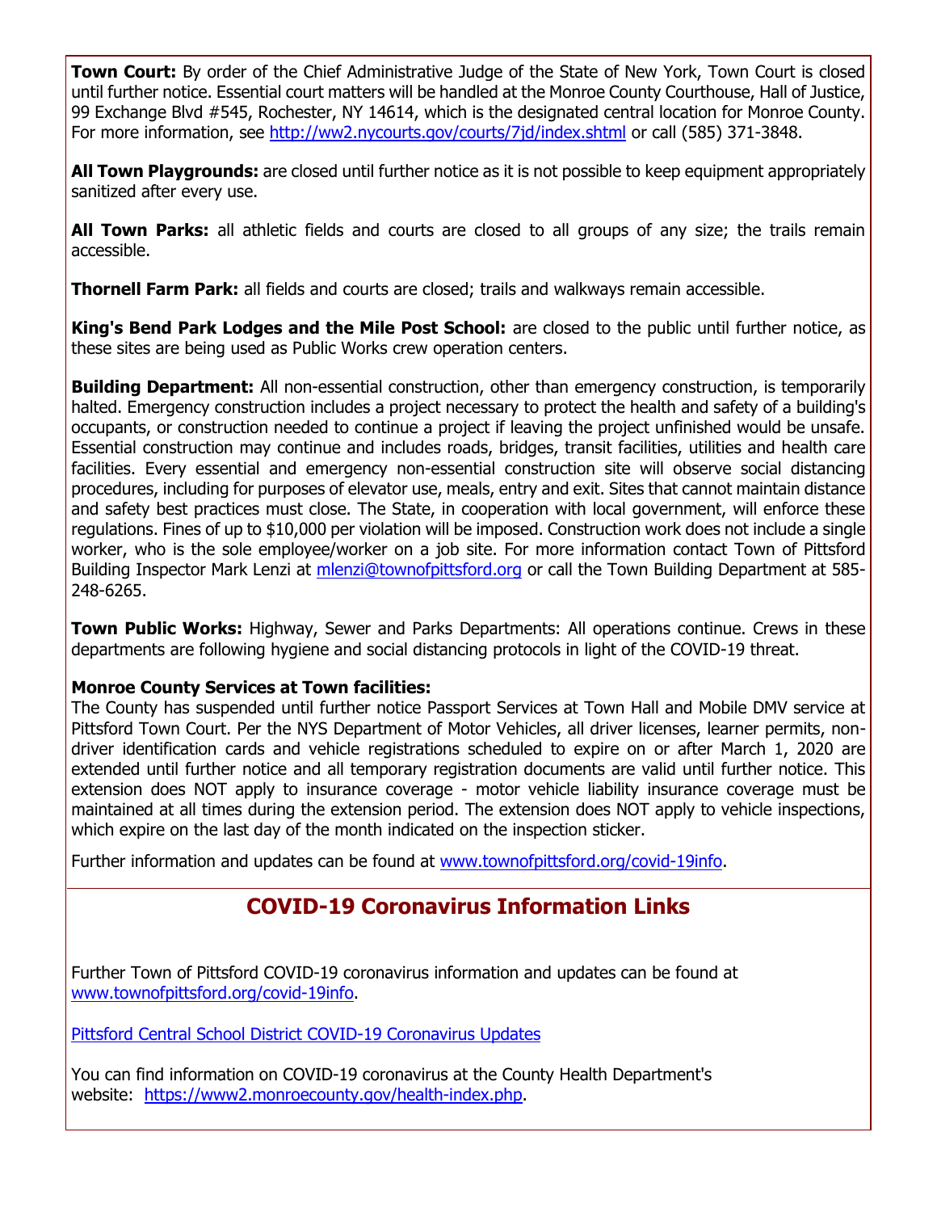**Town Court:** By order of the Chief Administrative Judge of the State of New York, Town Court is closed until further notice. Essential court matters will be handled at the Monroe County Courthouse, Hall of Justice, 99 Exchange Blvd #545, Rochester, NY 14614, which is the designated central location for Monroe County. For more information, see http://ww2.nycourts.gov/courts/7jd/index.shtml or call (585) 371-3848.

**All Town Playgrounds:** are closed until further notice as it is not possible to keep equipment appropriately sanitized after every use.

**All Town Parks:** all athletic fields and courts are closed to all groups of any size; the trails remain accessible.

**Thornell Farm Park:** all fields and courts are closed; trails and walkways remain accessible.

**King's Bend Park Lodges and the Mile Post School:** are closed to the public until further notice, as these sites are being used as Public Works crew operation centers.

**Building Department:** All non-essential construction, other than emergency construction, is temporarily halted. Emergency construction includes a project necessary to protect the health and safety of a building's occupants, or construction needed to continue a project if leaving the project unfinished would be unsafe. Essential construction may continue and includes roads, bridges, transit facilities, utilities and health care facilities. Every essential and emergency non-essential construction site will observe social distancing procedures, including for purposes of elevator use, meals, entry and exit. Sites that cannot maintain distance and safety best practices must close. The State, in cooperation with local government, will enforce these regulations. Fines of up to $10,000 per violation will be imposed. Construction work does not include a single worker, who is the sole employee/worker on a job site. For more information contact Town of Pittsford Building Inspector Mark Lenzi at mlenzi@townofpittsford.org or call the Town Building Department at 585-248-6265.

**Town Public Works:** Highway, Sewer and Parks Departments: All operations continue. Crews in these departments are following hygiene and social distancing protocols in light of the COVID-19 threat.

**Monroe County Services at Town facilities:**
The County has suspended until further notice Passport Services at Town Hall and Mobile DMV service at Pittsford Town Court. Per the NYS Department of Motor Vehicles, all driver licenses, learner permits, non-driver identification cards and vehicle registrations scheduled to expire on or after March 1, 2020 are extended until further notice and all temporary registration documents are valid until further notice. This extension does NOT apply to insurance coverage - motor vehicle liability insurance coverage must be maintained at all times during the extension period. The extension does NOT apply to vehicle inspections, which expire on the last day of the month indicated on the inspection sticker.

Further information and updates can be found at www.townofpittsford.org/covid-19info.

## COVID-19 Coronavirus Information Links

Further Town of Pittsford COVID-19 coronavirus information and updates can be found at www.townofpittsford.org/covid-19info.

Pittsford Central School District COVID-19 Coronavirus Updates

You can find information on COVID-19 coronavirus at the County Health Department's website: https://www2.monroecounty.gov/health-index.php.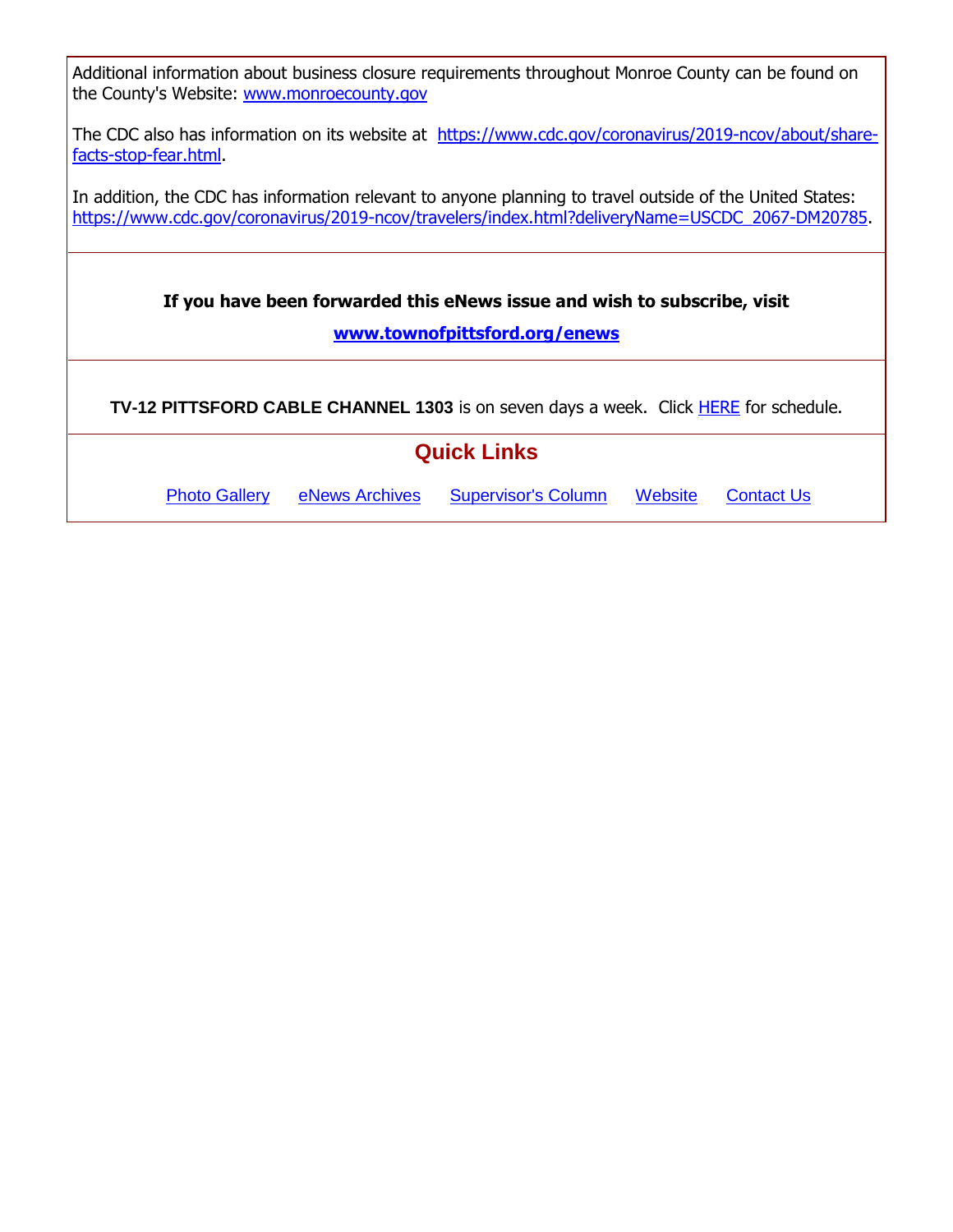Additional information about business closure requirements throughout Monroe County can be found on the County's Website: [www.monroecounty.gov](www.monroecounty.gov)

The CDC also has information on its website at [https://www.cdc.gov/coronavirus/2019-ncov/about/share-facts-stop-fear.html](https://www.cdc.gov/coronavirus/2019-ncov/about/share-facts-stop-fear.html).

In addition, the CDC has information relevant to anyone planning to travel outside of the United States: [https://www.cdc.gov/coronavirus/2019-ncov/travelers/index.html?deliveryName=USCDC_2067-DM20785](https://www.cdc.gov/coronavirus/2019-ncov/travelers/index.html?deliveryName=USCDC_2067-DM20785).

**If you have been forwarded this eNews issue and wish to subscribe, visit**

**[www.townofpittsford.org/enews](www.townofpittsford.org/enews)**

**TV-12 PITTSFORD CABLE CHANNEL 1303** is on seven days a week. Click HERE for schedule.

## Quick Links

Photo Gallery   eNews Archives   Supervisor's Column   Website   Contact Us